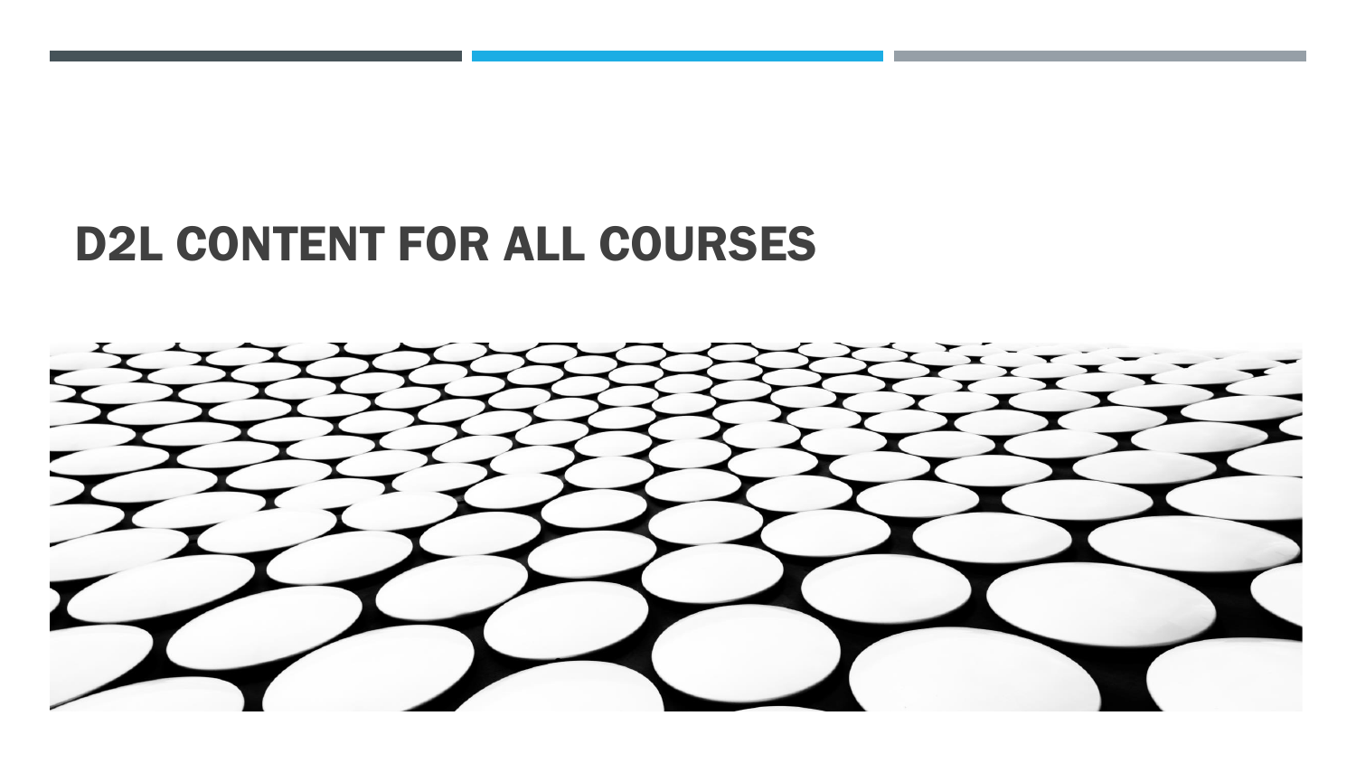# D2L CONTENT FOR ALL COURSES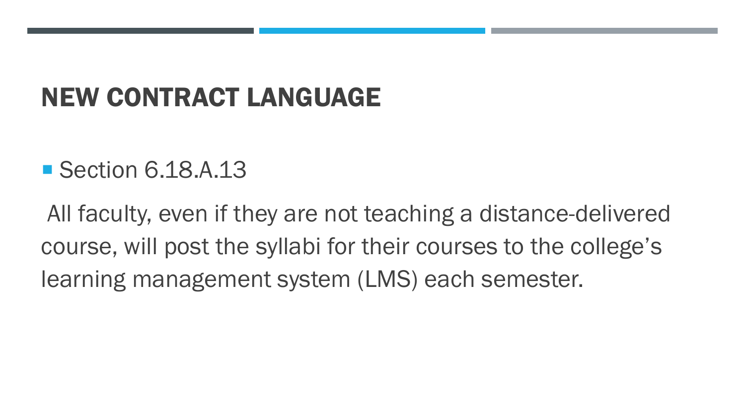# NEW CONTRACT LANGUAGE

- Section 6.18.A.13

All faculty, even if they are not teaching a distance-delivered course, will post the syllabi for their courses to the college's learning management system (LMS) each semester.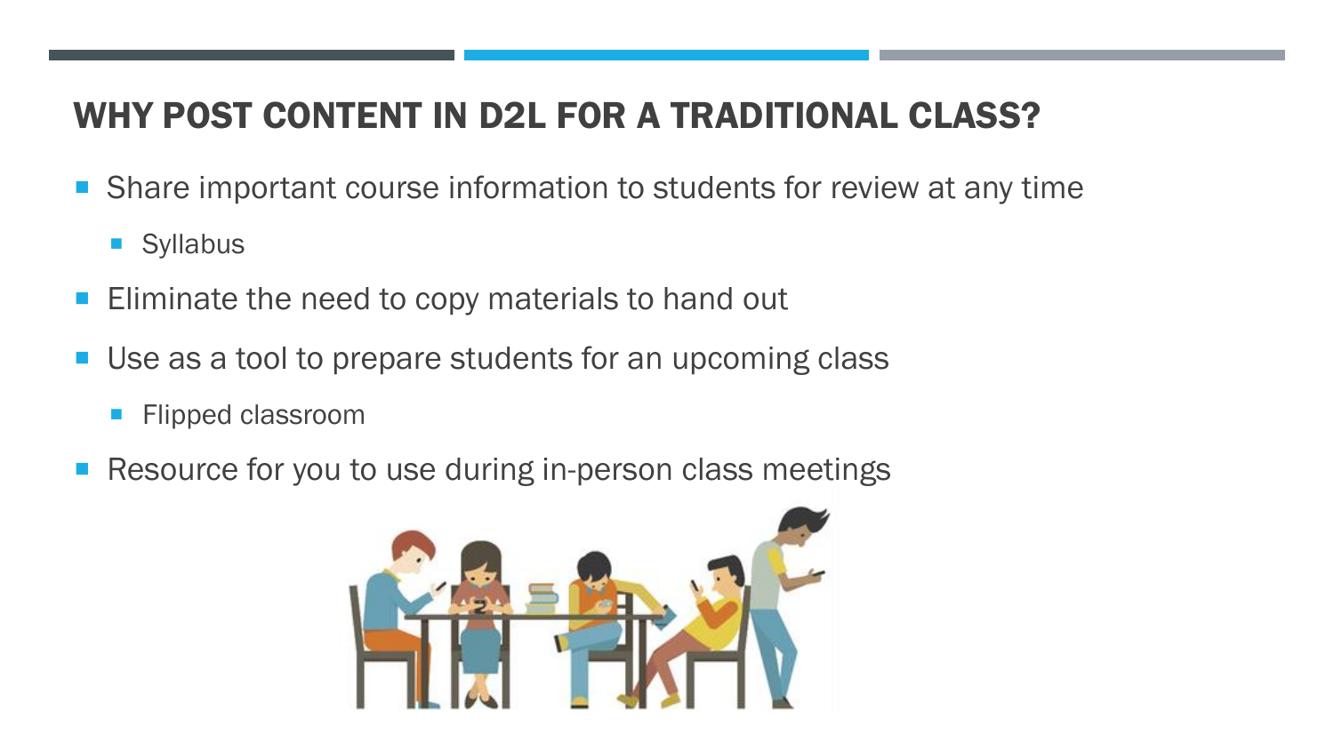# WHY POST CONTENT IN D2L FOR A TRADITIONAL CLASS?

- Share important course information to students for review at any time
  - Syllabus
- Eliminate the need to copy materials to hand out
- Use as a tool to prepare students for an upcoming class
  - Flipped classroom
- Resource for you to use during in-person class meetings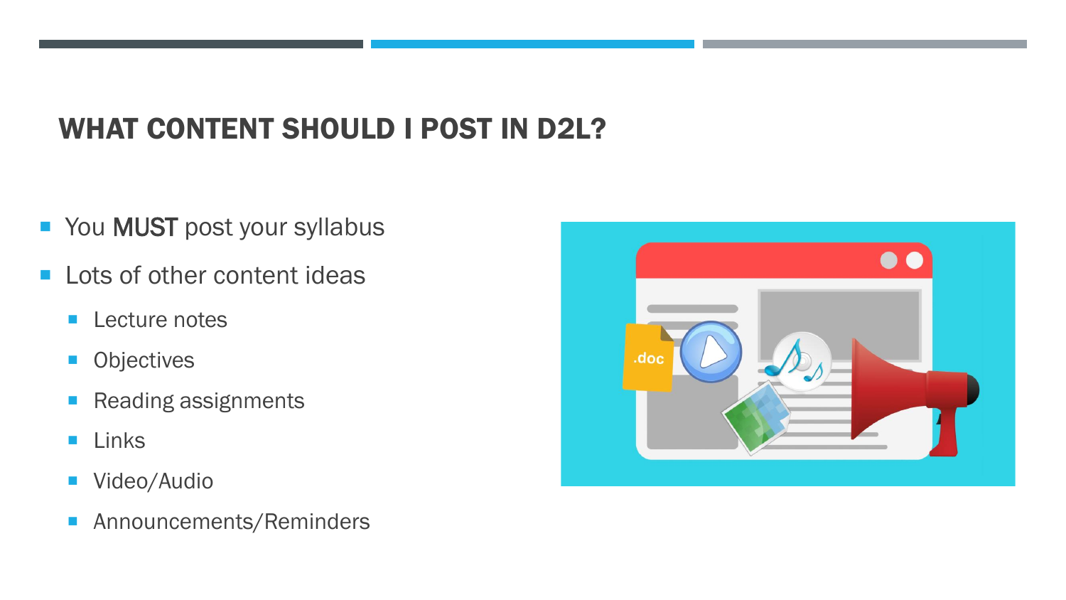## WHAT CONTENT SHOULD I POST IN D2L?

- You **MUST** post your syllabus
- Lots of other content ideas
  - Lecture notes
  - Objectives
  - Reading assignments
  - Links
  - Video/Audio
  - Announcements/Reminders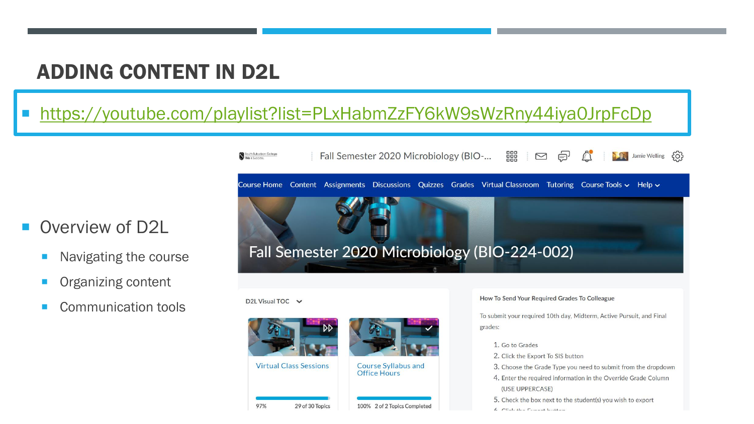# ADDING CONTENT IN D2L

- https://youtube.com/playlist?list=PLxHabmZzFY6kW9sWzRny44iyaOJrpFcDp

- Overview of D2L
  - Navigating the course
  - Organizing content
  - Communication tools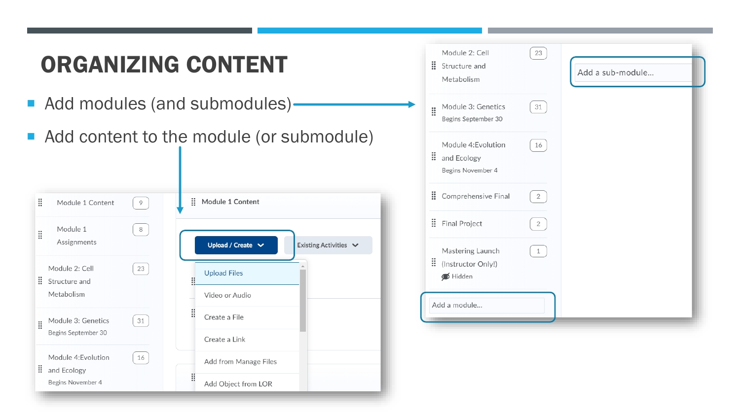# ORGANIZING CONTENT

- Add modules (and submodules)
- Add content to the module (or submodule)

Module 1 Content 9

Module 1 Assignments 8

Module 2: Cell Structure and Metabolism 23

Module 3: Genetics 31
Begins September 30

Module 4:Evolution and Ecology 16
Begins November 4

Module 1 Content

Upload / Create

Existing Activities

Upload Files

Video or Audio

Create a File

Create a Link

Add from Manage Files

Add Object from LOR

Module 2: Cell Structure and Metabolism 23

Module 3: Genetics 31
Begins September 30

Module 4:Evolution and Ecology 16
Begins November 4

Comprehensive Final 2

Final Project 2

Mastering Launch (Instructor Only!) 1
Hidden

Add a module...

Add a sub-module...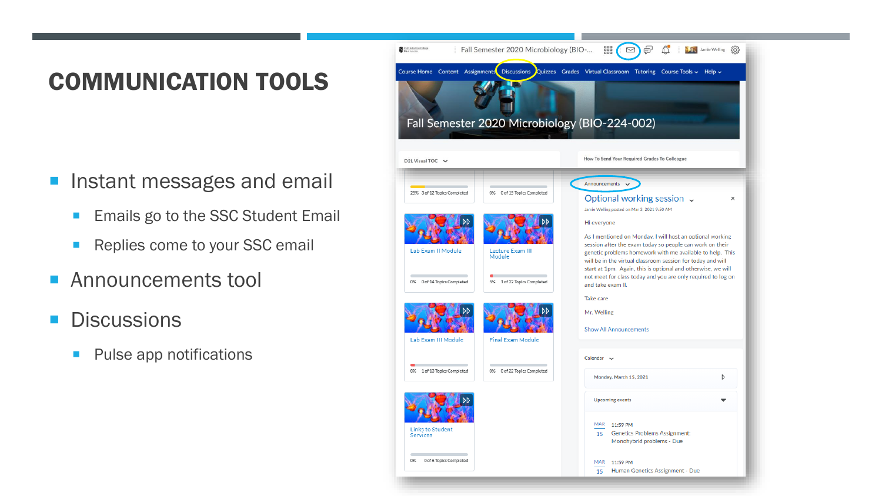# COMMUNICATION TOOLS

- Instant messages and email
  - Emails go to the SSC Student Email
  - Replies come to your SSC email
- Announcements tool
- Discussions
  - Pulse app notifications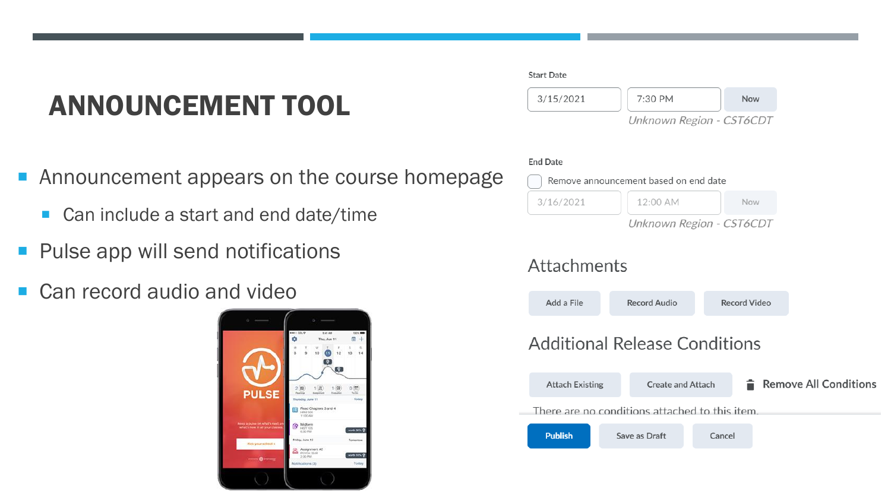# ANNOUNCEMENT TOOL

- Announcement appears on the course homepage
  - Can include a start and end date/time
- Pulse app will send notifications
- Can record audio and video

Start Date

3/15/2021 | 7:30 PM | Now

*Unknown Region - CST6CDT*

End Date

Remove announcement based on end date

3/16/2021 | 12:00 AM | Now

*Unknown Region - CST6CDT*

## Attachments

Add a File | Record Audio | Record Video

## Additional Release Conditions

Attach Existing | Create and Attach | Remove All Conditions

There are no conditions attached to this item.

Publish | Save as Draft | Cancel